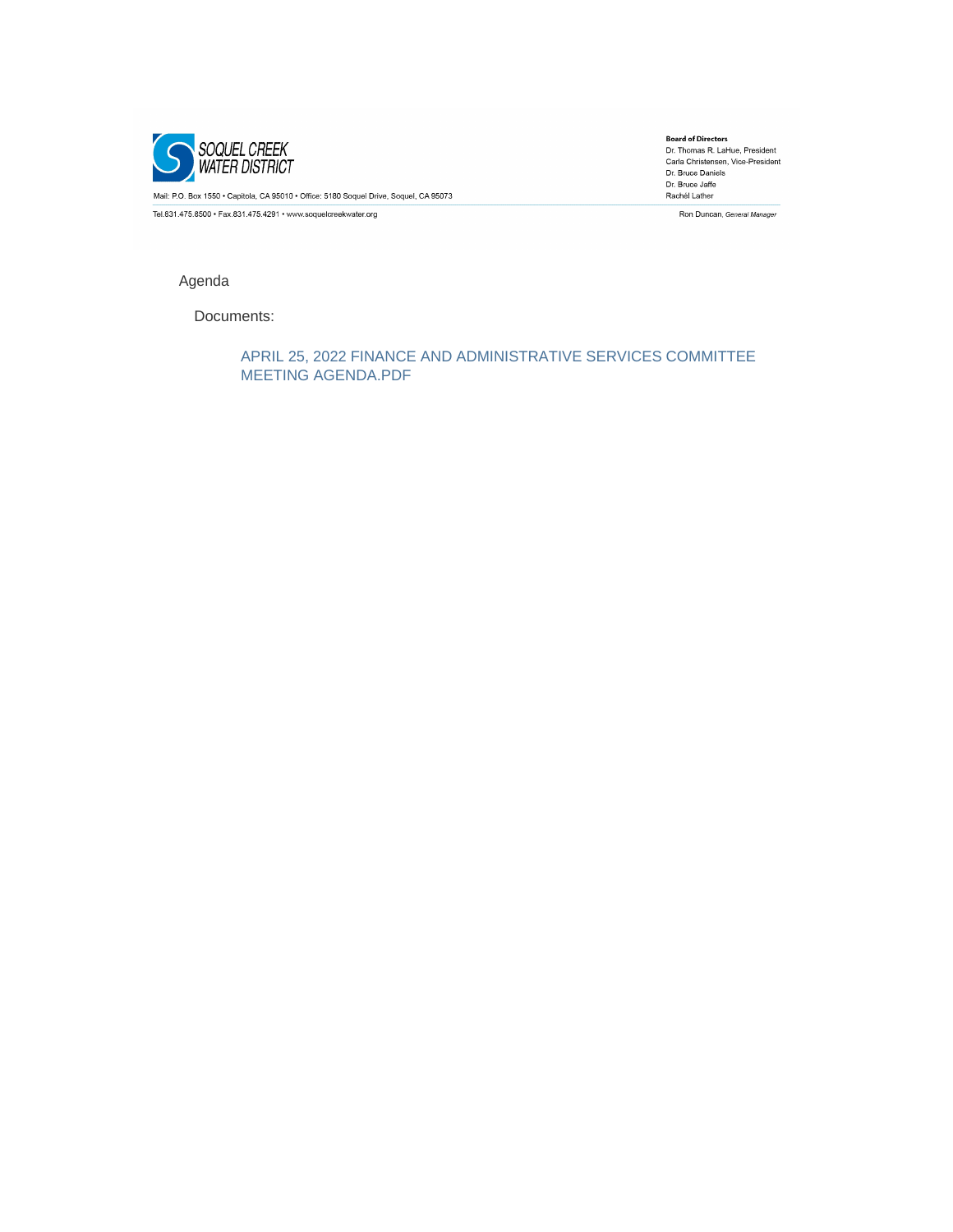**SOQUEL CREEK WATER DISTRICT**

Mail: P.O. Box 1550 • Capitola, CA 95010 • Office: 5180 Soquel Drive, Soquel, CA 95073

Tel.831.475.8500 • Fax.831.475.4291 • www.soquelcreekwater.org

**Board of Directors**
Dr. Thomas R. LaHue, President
Carla Christensen, Vice-President
Dr. Bruce Daniels
Dr. Bruce Jaffe
Rachél Lather

Ron Duncan, *General Manager*

Agenda

Documents:

APRIL 25, 2022 FINANCE AND ADMINISTRATIVE SERVICES COMMITTEE MEETING AGENDA.PDF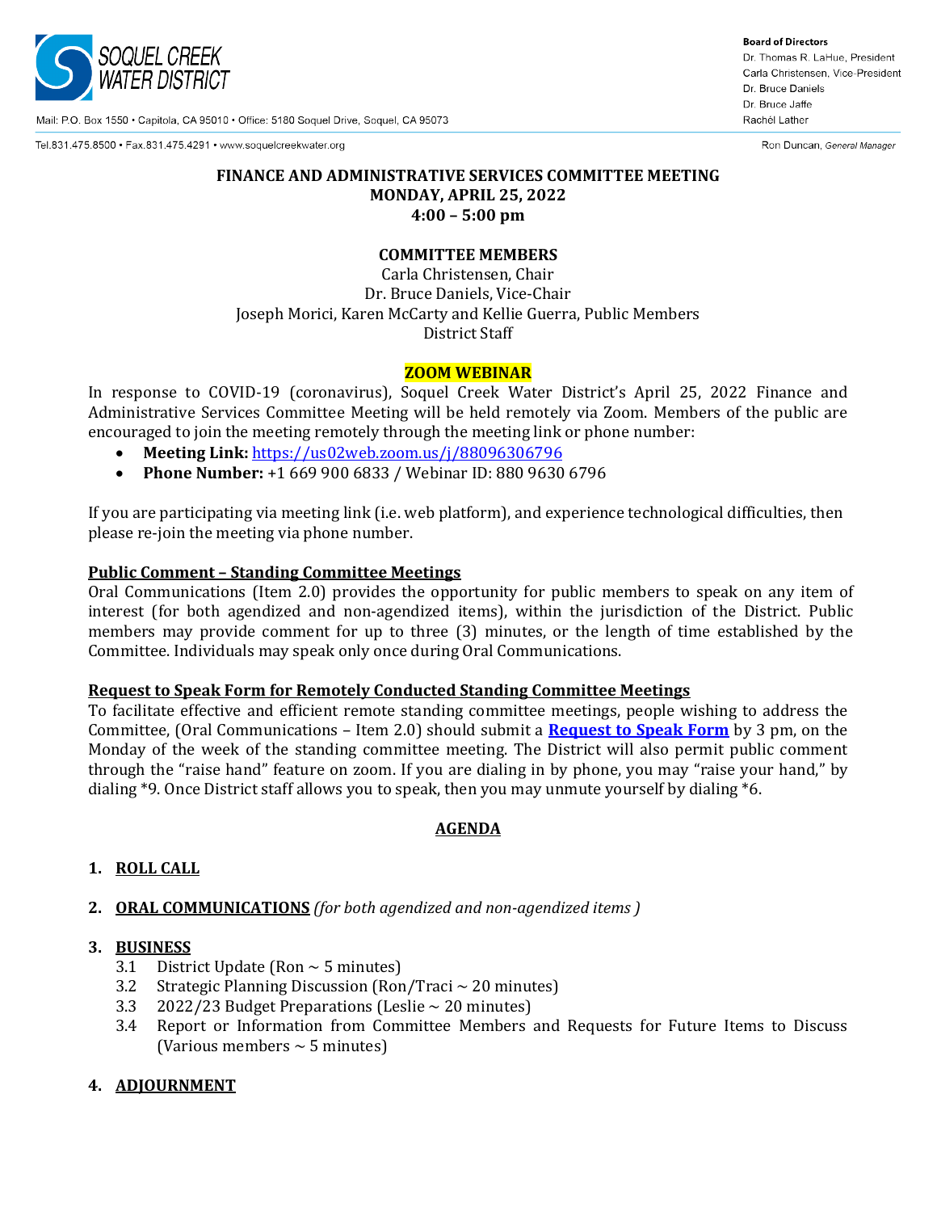SOQUEL CREEK WATER DISTRICT

Mail: P.O. Box 1550 • Capitola, CA 95010 • Office: 5180 Soquel Drive, Soquel, CA 95073

Tel.831.475.8500 • Fax.831.475.4291 • www.soquelcreekwater.org

**Board of Directors**
Dr. Thomas R. LaHue, President
Carla Christensen, Vice-President
Dr. Bruce Daniels
Dr. Bruce Jaffe
Rachél Lather

Ron Duncan, *General Manager*

# FINANCE AND ADMINISTRATIVE SERVICES COMMITTEE MEETING
## MONDAY, APRIL 25, 2022
## 4:00 – 5:00 pm

**COMMITTEE MEMBERS**

Carla Christensen, Chair
Dr. Bruce Daniels, Vice-Chair
Joseph Morici, Karen McCarty and Kellie Guerra, Public Members
District Staff

**ZOOM WEBINAR**

In response to COVID-19 (coronavirus), Soquel Creek Water District's April 25, 2022 Finance and Administrative Services Committee Meeting will be held remotely via Zoom. Members of the public are encouraged to join the meeting remotely through the meeting link or phone number:

- **Meeting Link:** https://us02web.zoom.us/j/88096306796
- **Phone Number:** +1 669 900 6833 / Webinar ID: 880 9630 6796

If you are participating via meeting link (i.e. web platform), and experience technological difficulties, then please re-join the meeting via phone number.

**Public Comment – Standing Committee Meetings**

Oral Communications (Item 2.0) provides the opportunity for public members to speak on any item of interest (for both agendized and non-agendized items), within the jurisdiction of the District. Public members may provide comment for up to three (3) minutes, or the length of time established by the Committee. Individuals may speak only once during Oral Communications.

**Request to Speak Form for Remotely Conducted Standing Committee Meetings**

To facilitate effective and efficient remote standing committee meetings, people wishing to address the Committee, (Oral Communications – Item 2.0) should submit a **Request to Speak Form** by 3 pm, on the Monday of the week of the standing committee meeting. The District will also permit public comment through the "raise hand" feature on zoom. If you are dialing in by phone, you may "raise your hand," by dialing *9. Once District staff allows you to speak, then you may unmute yourself by dialing *6.

**AGENDA**

1. **ROLL CALL**

2. **ORAL COMMUNICATIONS** *(for both agendized and non-agendized items )*

3. **BUSINESS**
   - 3.1 District Update (Ron ~ 5 minutes)
   - 3.2 Strategic Planning Discussion (Ron/Traci ~ 20 minutes)
   - 3.3 2022/23 Budget Preparations (Leslie ~ 20 minutes)
   - 3.4 Report or Information from Committee Members and Requests for Future Items to Discuss (Various members ~ 5 minutes)

4. **ADJOURNMENT**